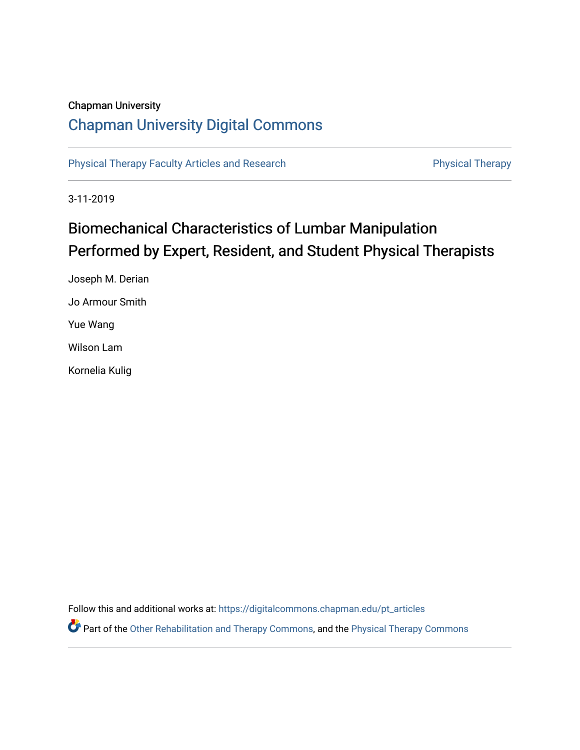Chapman University

## Chapman University Digital Commons

Physical Therapy Faculty Articles and Research | Physical Therapy

3-11-2019

# Biomechanical Characteristics of Lumbar Manipulation Performed by Expert, Resident, and Student Physical Therapists

Joseph M. Derian

Jo Armour Smith

Yue Wang

Wilson Lam

Kornelia Kulig

Follow this and additional works at: https://digitalcommons.chapman.edu/pt_articles

Part of the Other Rehabilitation and Therapy Commons, and the Physical Therapy Commons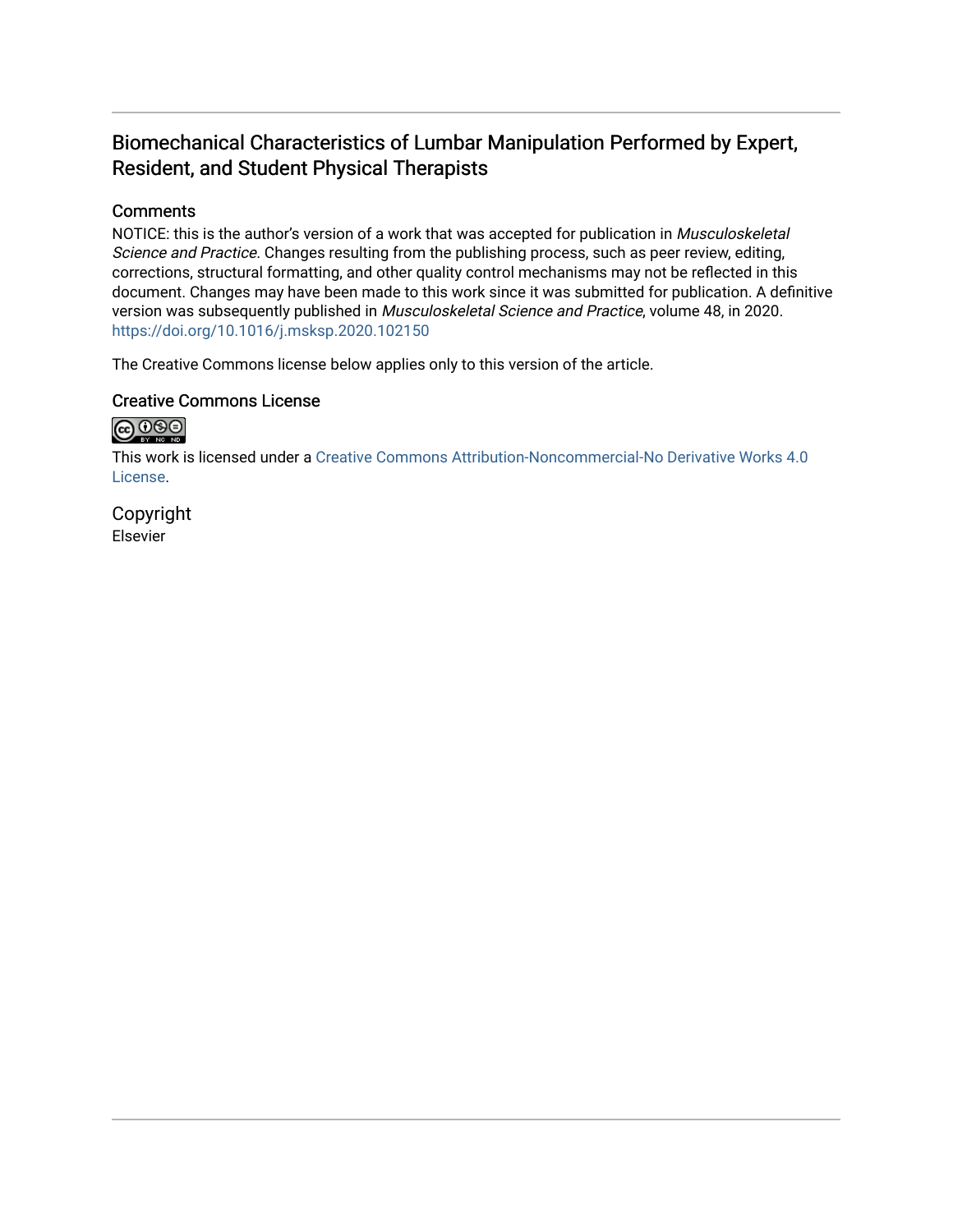## Biomechanical Characteristics of Lumbar Manipulation Performed by Expert, Resident, and Student Physical Therapists

### Comments

NOTICE: this is the author's version of a work that was accepted for publication in *Musculoskeletal Science and Practice*. Changes resulting from the publishing process, such as peer review, editing, corrections, structural formatting, and other quality control mechanisms may not be reflected in this document. Changes may have been made to this work since it was submitted for publication. A definitive version was subsequently published in *Musculoskeletal Science and Practice*, volume 48, in 2020. https://doi.org/10.1016/j.msksp.2020.102150

The Creative Commons license below applies only to this version of the article.

### Creative Commons License

This work is licensed under a Creative Commons Attribution-Noncommercial-No Derivative Works 4.0 License.

### Copyright

Elsevier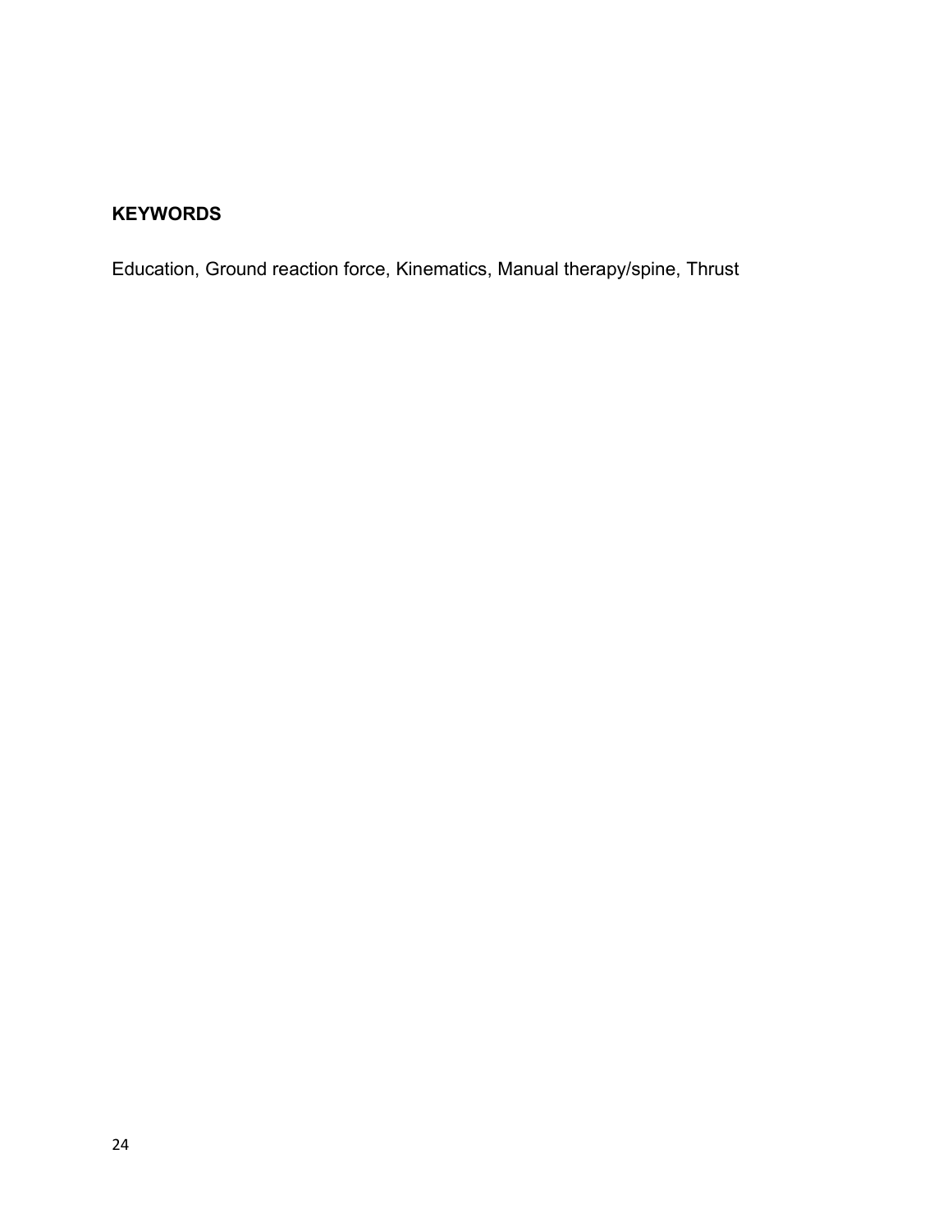## KEYWORDS

Education, Ground reaction force, Kinematics, Manual therapy/spine, Thrust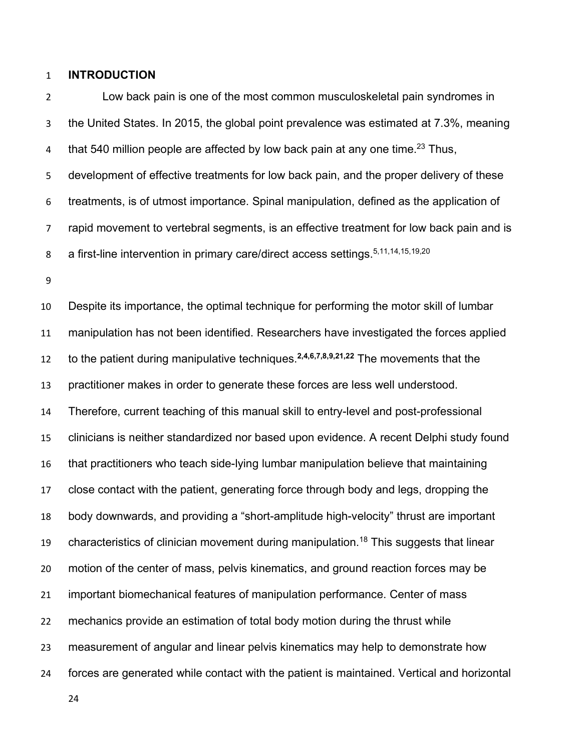# INTRODUCTION

Low back pain is one of the most common musculoskeletal pain syndromes in the United States. In 2015, the global point prevalence was estimated at 7.3%, meaning that 540 million people are affected by low back pain at any one time.[23] Thus, development of effective treatments for low back pain, and the proper delivery of these treatments, is of utmost importance. Spinal manipulation, defined as the application of rapid movement to vertebral segments, is an effective treatment for low back pain and is a first-line intervention in primary care/direct access settings.[5,11,14,15,19,20]

Despite its importance, the optimal technique for performing the motor skill of lumbar manipulation has not been identified. Researchers have investigated the forces applied to the patient during manipulative techniques.[2,4,6,7,8,9,21,22] The movements that the practitioner makes in order to generate these forces are less well understood. Therefore, current teaching of this manual skill to entry-level and post-professional clinicians is neither standardized nor based upon evidence. A recent Delphi study found that practitioners who teach side-lying lumbar manipulation believe that maintaining close contact with the patient, generating force through body and legs, dropping the body downwards, and providing a "short-amplitude high-velocity" thrust are important characteristics of clinician movement during manipulation.[18] This suggests that linear motion of the center of mass, pelvis kinematics, and ground reaction forces may be important biomechanical features of manipulation performance. Center of mass mechanics provide an estimation of total body motion during the thrust while measurement of angular and linear pelvis kinematics may help to demonstrate how forces are generated while contact with the patient is maintained. Vertical and horizontal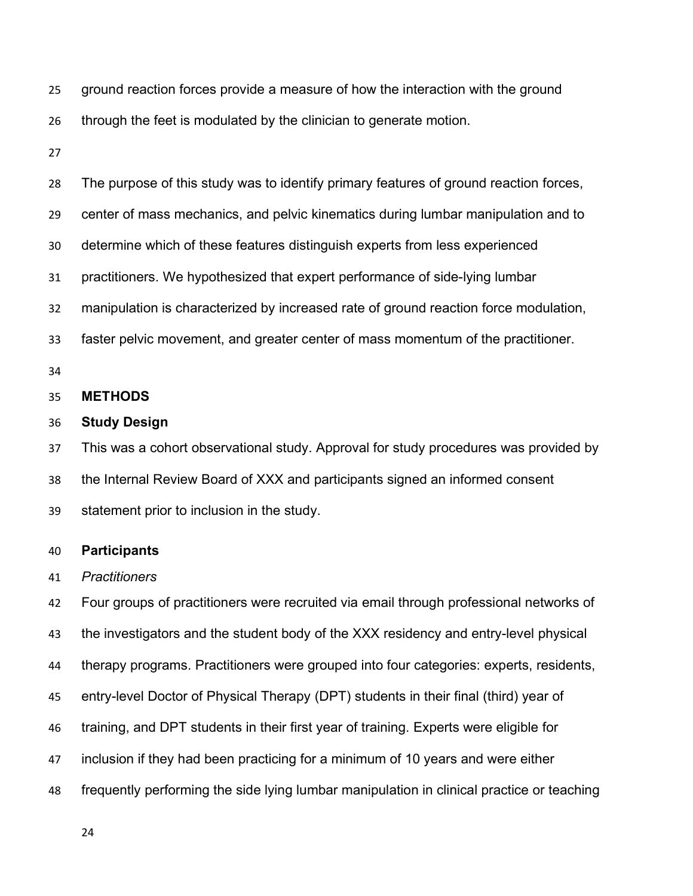ground reaction forces provide a measure of how the interaction with the ground through the feet is modulated by the clinician to generate motion.

The purpose of this study was to identify primary features of ground reaction forces, center of mass mechanics, and pelvic kinematics during lumbar manipulation and to determine which of these features distinguish experts from less experienced practitioners. We hypothesized that expert performance of side-lying lumbar manipulation is characterized by increased rate of ground reaction force modulation, faster pelvic movement, and greater center of mass momentum of the practitioner.

## METHODS

### Study Design

This was a cohort observational study. Approval for study procedures was provided by the Internal Review Board of XXX and participants signed an informed consent statement prior to inclusion in the study.

### Participants

*Practitioners*

Four groups of practitioners were recruited via email through professional networks of the investigators and the student body of the XXX residency and entry-level physical therapy programs. Practitioners were grouped into four categories: experts, residents, entry-level Doctor of Physical Therapy (DPT) students in their final (third) year of training, and DPT students in their first year of training. Experts were eligible for inclusion if they had been practicing for a minimum of 10 years and were either frequently performing the side lying lumbar manipulation in clinical practice or teaching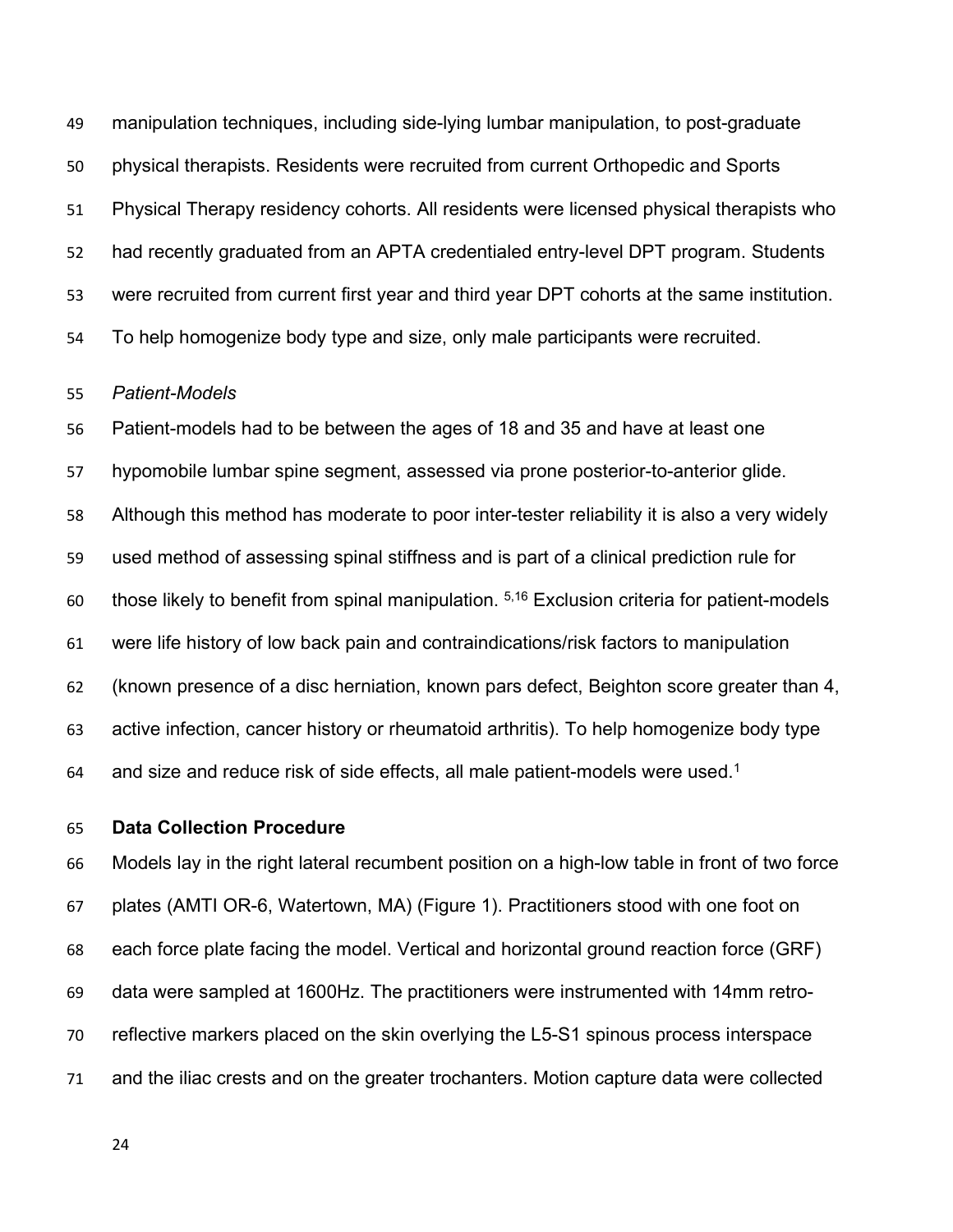manipulation techniques, including side-lying lumbar manipulation, to post-graduate physical therapists. Residents were recruited from current Orthopedic and Sports Physical Therapy residency cohorts. All residents were licensed physical therapists who had recently graduated from an APTA credentialed entry-level DPT program. Students were recruited from current first year and third year DPT cohorts at the same institution. To help homogenize body type and size, only male participants were recruited.

*Patient-Models*

Patient-models had to be between the ages of 18 and 35 and have at least one hypomobile lumbar spine segment, assessed via prone posterior-to-anterior glide. Although this method has moderate to poor inter-tester reliability it is also a very widely used method of assessing spinal stiffness and is part of a clinical prediction rule for those likely to benefit from spinal manipulation. [5,16] Exclusion criteria for patient-models were life history of low back pain and contraindications/risk factors to manipulation (known presence of a disc herniation, known pars defect, Beighton score greater than 4, active infection, cancer history or rheumatoid arthritis). To help homogenize body type and size and reduce risk of side effects, all male patient-models were used.[1]

**Data Collection Procedure**

Models lay in the right lateral recumbent position on a high-low table in front of two force plates (AMTI OR-6, Watertown, MA) (Figure 1). Practitioners stood with one foot on each force plate facing the model. Vertical and horizontal ground reaction force (GRF) data were sampled at 1600Hz. The practitioners were instrumented with 14mm retro-reflective markers placed on the skin overlying the L5-S1 spinous process interspace and the iliac crests and on the greater trochanters. Motion capture data were collected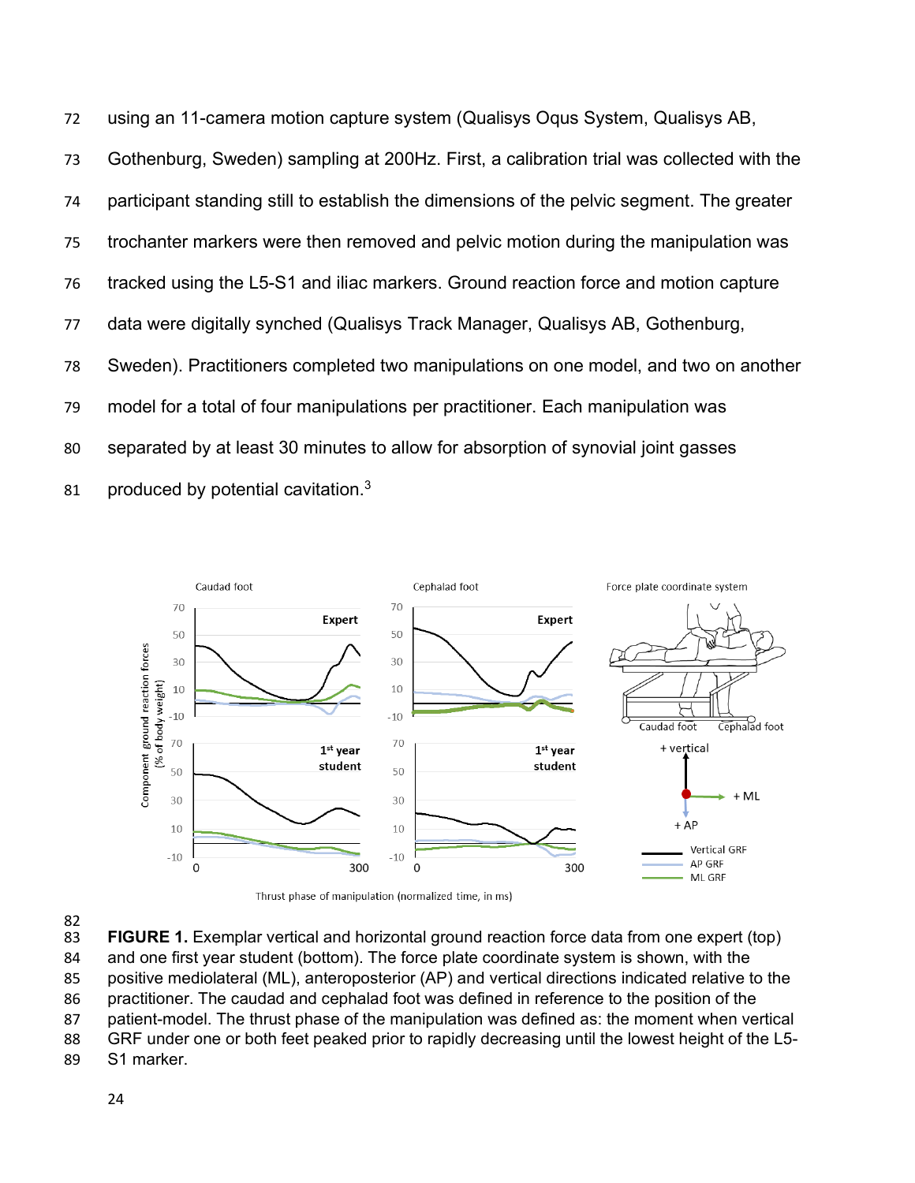using an 11-camera motion capture system (Qualisys Oqus System, Qualisys AB, Gothenburg, Sweden) sampling at 200Hz. First, a calibration trial was collected with the participant standing still to establish the dimensions of the pelvic segment. The greater trochanter markers were then removed and pelvic motion during the manipulation was tracked using the L5-S1 and iliac markers. Ground reaction force and motion capture data were digitally synched (Qualisys Track Manager, Qualisys AB, Gothenburg, Sweden). Practitioners completed two manipulations on one model, and two on another model for a total of four manipulations per practitioner. Each manipulation was separated by at least 30 minutes to allow for absorption of synovial joint gasses produced by potential cavitation.[3]

**FIGURE 1.** Exemplar vertical and horizontal ground reaction force data from one expert (top) and one first year student (bottom). The force plate coordinate system is shown, with the positive mediolateral (ML), anteroposterior (AP) and vertical directions indicated relative to the practitioner. The caudad and cephalad foot was defined in reference to the position of the patient-model. The thrust phase of the manipulation was defined as: the moment when vertical GRF under one or both feet peaked prior to rapidly decreasing until the lowest height of the L5-S1 marker.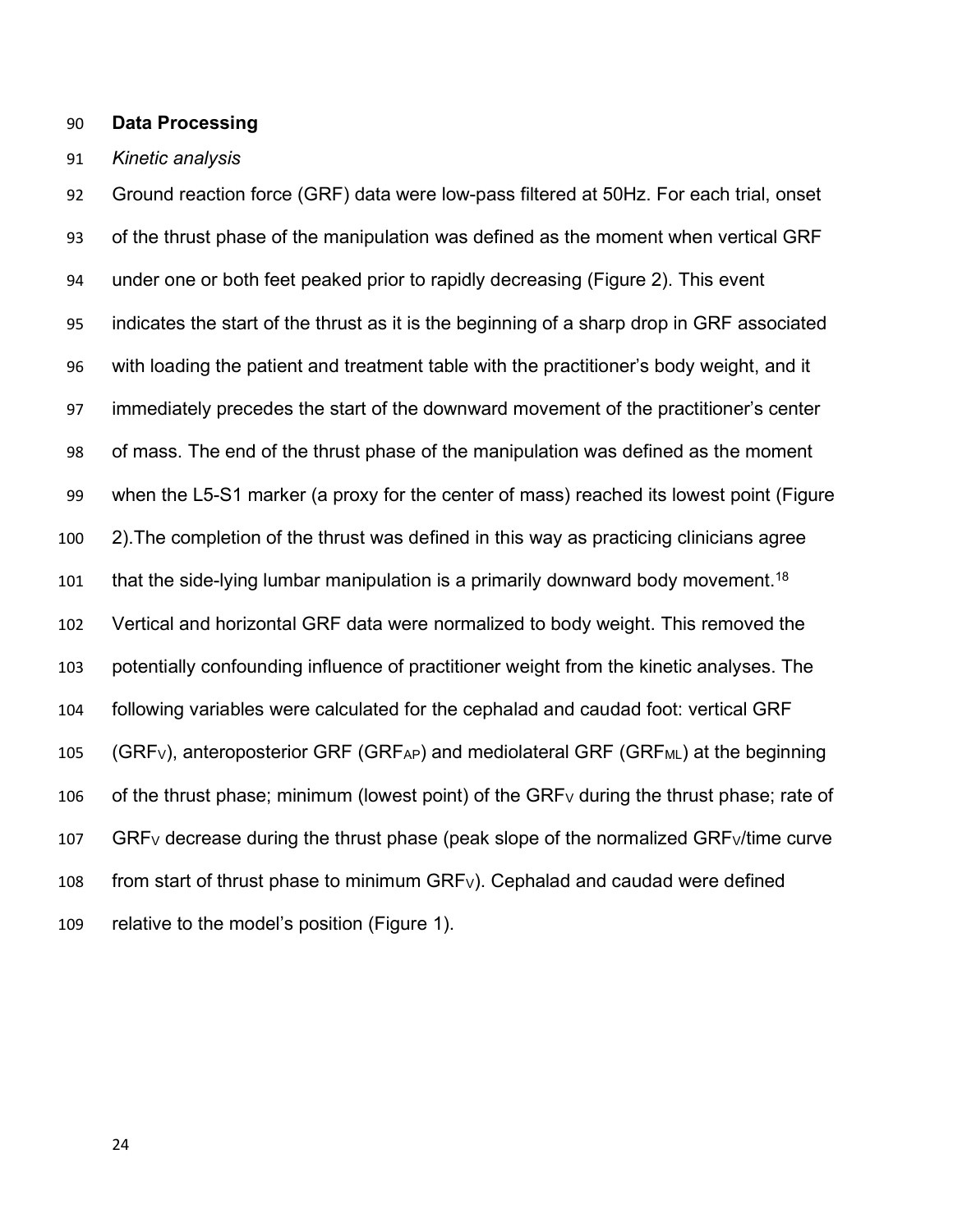## Data Processing

### *Kinetic analysis*

Ground reaction force (GRF) data were low-pass filtered at 50Hz. For each trial, onset of the thrust phase of the manipulation was defined as the moment when vertical GRF under one or both feet peaked prior to rapidly decreasing (Figure 2). This event indicates the start of the thrust as it is the beginning of a sharp drop in GRF associated with loading the patient and treatment table with the practitioner's body weight, and it immediately precedes the start of the downward movement of the practitioner's center of mass. The end of the thrust phase of the manipulation was defined as the moment when the L5-S1 marker (a proxy for the center of mass) reached its lowest point (Figure 2).The completion of the thrust was defined in this way as practicing clinicians agree that the side-lying lumbar manipulation is a primarily downward body movement.[18] Vertical and horizontal GRF data were normalized to body weight. This removed the potentially confounding influence of practitioner weight from the kinetic analyses. The following variables were calculated for the cephalad and caudad foot: vertical GRF ($GRF_V$), anteroposterior GRF ($GRF_{AP}$) and mediolateral GRF ($GRF_{ML}$) at the beginning of the thrust phase; minimum (lowest point) of the $GRF_V$ during the thrust phase; rate of $GRF_V$ decrease during the thrust phase (peak slope of the normalized $GRF_V$/time curve from start of thrust phase to minimum $GRF_V$). Cephalad and caudad were defined relative to the model's position (Figure 1).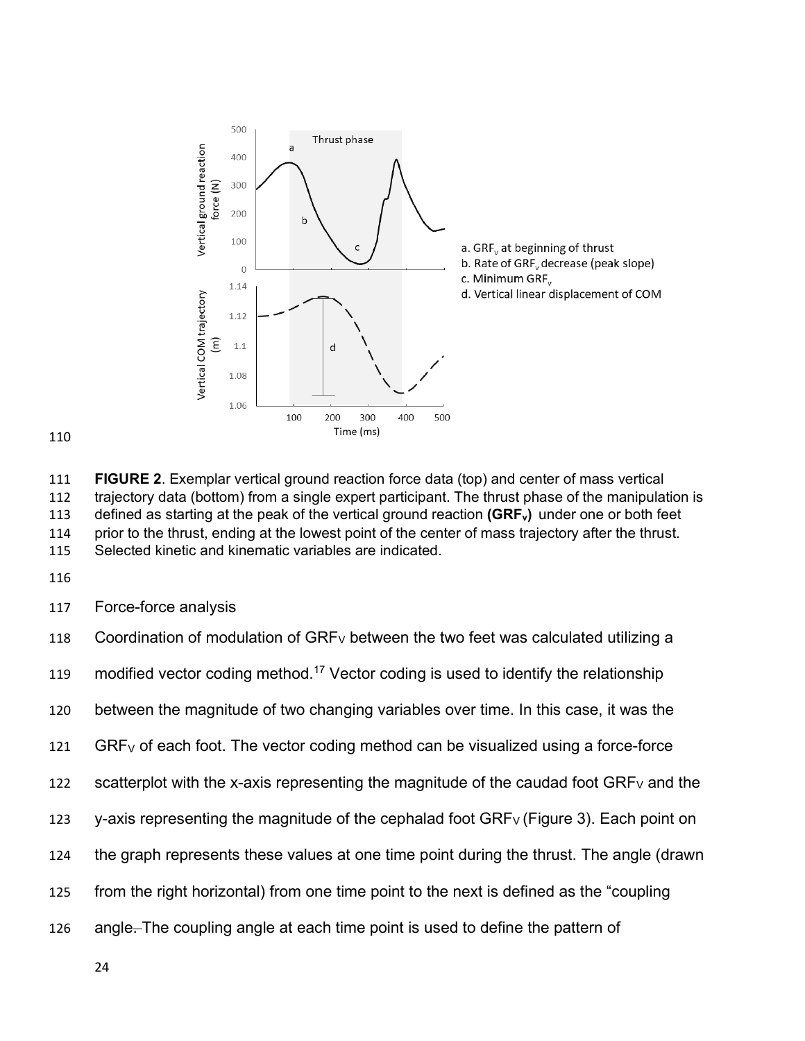**FIGURE 2**. Exemplar vertical ground reaction force data (top) and center of mass vertical trajectory data (bottom) from a single expert participant. The thrust phase of the manipulation is defined as starting at the peak of the vertical ground reaction **($GRF_V$)** under one or both feet prior to the thrust, ending at the lowest point of the center of mass trajectory after the thrust. Selected kinetic and kinematic variables are indicated.

Force-force analysis

Coordination of modulation of $GRF_V$ between the two feet was calculated utilizing a modified vector coding method.[17] Vector coding is used to identify the relationship between the magnitude of two changing variables over time. In this case, it was the $GRF_V$ of each foot. The vector coding method can be visualized using a force-force scatterplot with the x-axis representing the magnitude of the caudad foot $GRF_V$ and the y-axis representing the magnitude of the cephalad foot $GRF_V$ (Figure 3). Each point on the graph represents these values at one time point during the thrust. The angle (drawn from the right horizontal) from one time point to the next is defined as the "coupling angle. The coupling angle at each time point is used to define the pattern of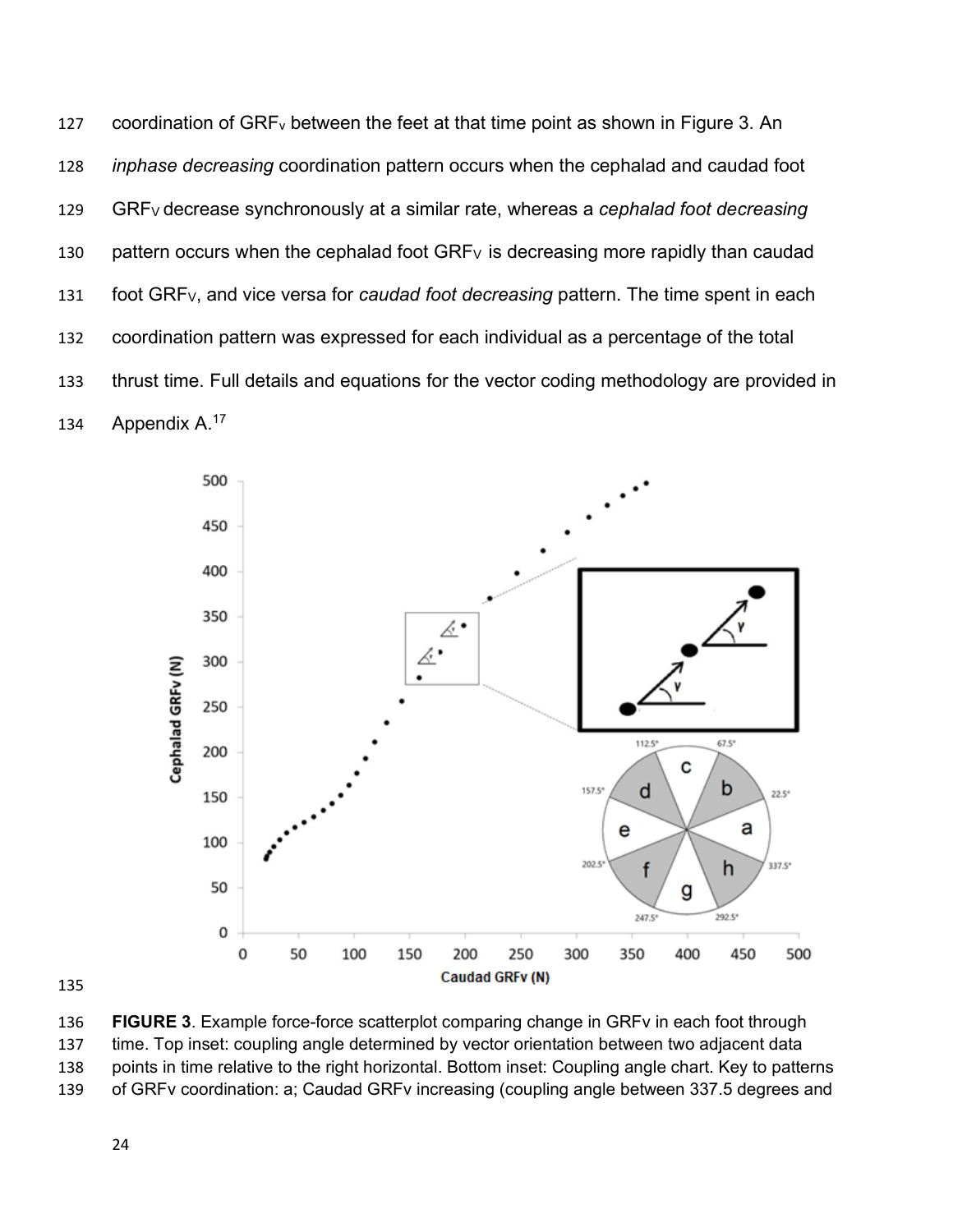coordination of $GRF_V$ between the feet at that time point as shown in Figure 3. An *inphase decreasing* coordination pattern occurs when the cephalad and caudad foot $GRF_V$ decrease synchronously at a similar rate, whereas a *cephalad foot decreasing* pattern occurs when the cephalad foot $GRF_V$ is decreasing more rapidly than caudad foot $GRF_V$, and vice versa for *caudad foot decreasing* pattern. The time spent in each coordination pattern was expressed for each individual as a percentage of the total thrust time. Full details and equations for the vector coding methodology are provided in Appendix A.[17]

**FIGURE 3**. Example force-force scatterplot comparing change in GRFv in each foot through time. Top inset: coupling angle determined by vector orientation between two adjacent data points in time relative to the right horizontal. Bottom inset: Coupling angle chart. Key to patterns of GRFv coordination: a; Caudad GRFv increasing (coupling angle between 337.5 degrees and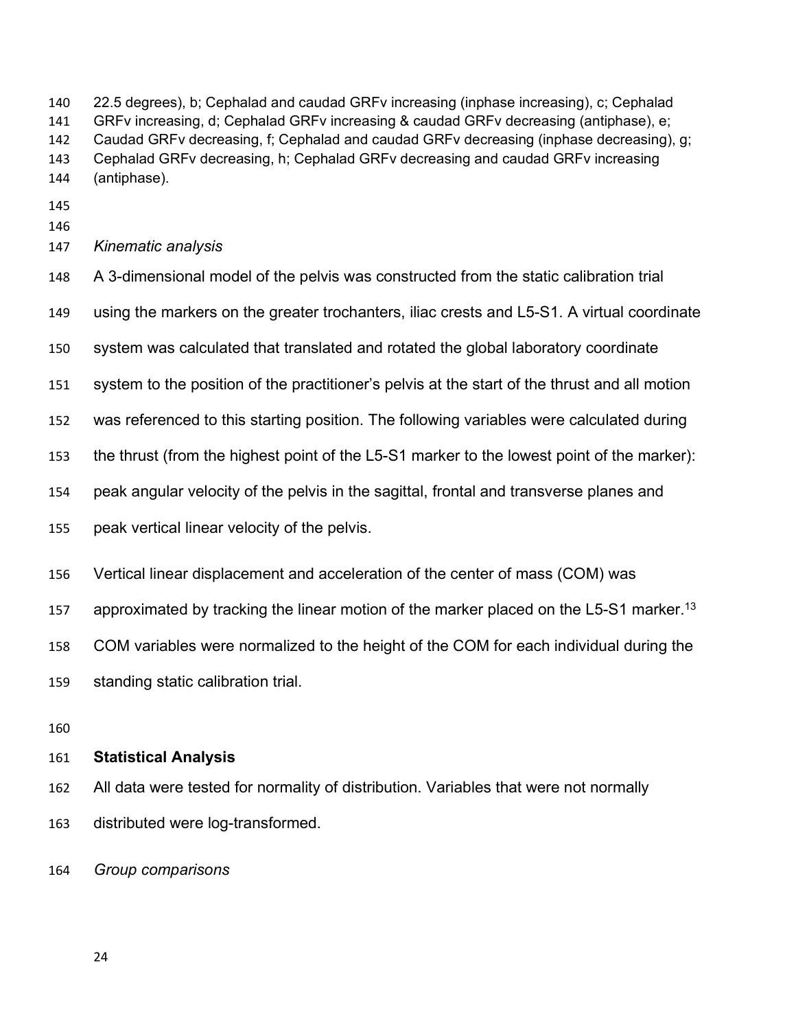22.5 degrees), b; Cephalad and caudad GRFv increasing (inphase increasing), c; Cephalad GRFv increasing, d; Cephalad GRFv increasing & caudad GRFv decreasing (antiphase), e; Caudad GRFv decreasing, f; Cephalad and caudad GRFv decreasing (inphase decreasing), g; Cephalad GRFv decreasing, h; Cephalad GRFv decreasing and caudad GRFv increasing (antiphase).

*Kinematic analysis*

A 3-dimensional model of the pelvis was constructed from the static calibration trial using the markers on the greater trochanters, iliac crests and L5-S1. A virtual coordinate system was calculated that translated and rotated the global laboratory coordinate system to the position of the practitioner's pelvis at the start of the thrust and all motion was referenced to this starting position. The following variables were calculated during the thrust (from the highest point of the L5-S1 marker to the lowest point of the marker): peak angular velocity of the pelvis in the sagittal, frontal and transverse planes and peak vertical linear velocity of the pelvis.

Vertical linear displacement and acceleration of the center of mass (COM) was approximated by tracking the linear motion of the marker placed on the L5-S1 marker.[13] COM variables were normalized to the height of the COM for each individual during the standing static calibration trial.

## Statistical Analysis

All data were tested for normality of distribution. Variables that were not normally distributed were log-transformed.

*Group comparisons*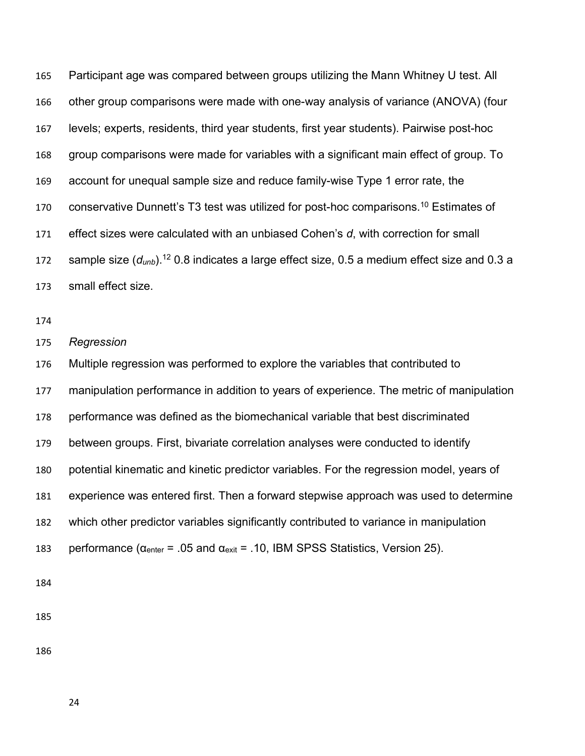Participant age was compared between groups utilizing the Mann Whitney U test. All other group comparisons were made with one-way analysis of variance (ANOVA) (four levels; experts, residents, third year students, first year students). Pairwise post-hoc group comparisons were made for variables with a significant main effect of group. To account for unequal sample size and reduce family-wise Type 1 error rate, the conservative Dunnett's T3 test was utilized for post-hoc comparisons.[10] Estimates of effect sizes were calculated with an unbiased Cohen's *d*, with correction for small sample size ($d_{unb}$).[12] 0.8 indicates a large effect size, 0.5 a medium effect size and 0.3 a small effect size.

*Regression*

Multiple regression was performed to explore the variables that contributed to manipulation performance in addition to years of experience. The metric of manipulation performance was defined as the biomechanical variable that best discriminated between groups. First, bivariate correlation analyses were conducted to identify potential kinematic and kinetic predictor variables. For the regression model, years of experience was entered first. Then a forward stepwise approach was used to determine which other predictor variables significantly contributed to variance in manipulation performance ($\alpha_{enter}$ = .05 and $\alpha_{exit}$ = .10, IBM SPSS Statistics, Version 25).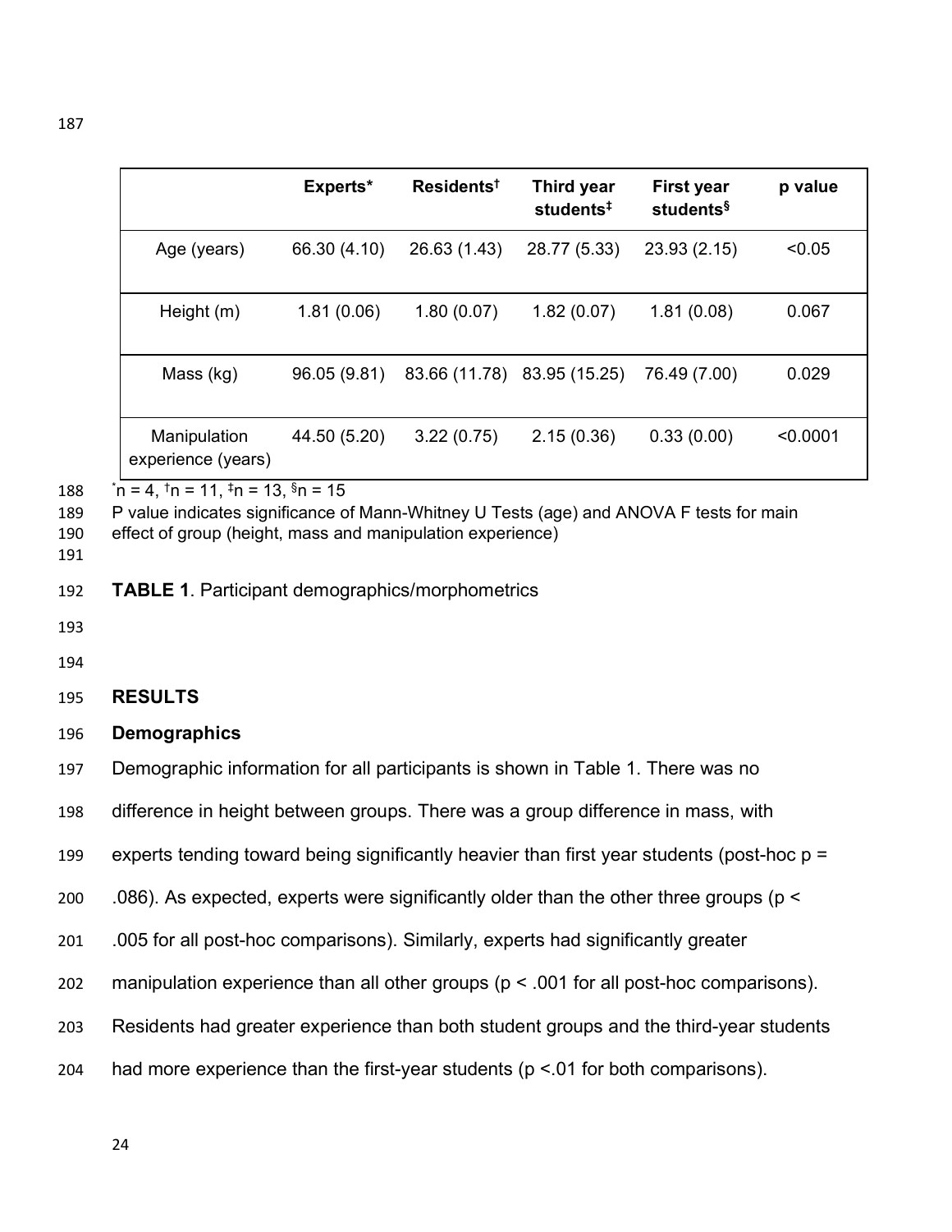|  | Experts* | Residents† | Third year students‡ | First year students§ | p value |
| --- | --- | --- | --- | --- | --- |
| Age (years) | 66.30 (4.10) | 26.63 (1.43) | 28.77 (5.33) | 23.93 (2.15) | <0.05 |
| Height (m) | 1.81 (0.06) | 1.80 (0.07) | 1.82 (0.07) | 1.81 (0.08) | 0.067 |
| Mass (kg) | 96.05 (9.81) | 83.66 (11.78) | 83.95 (15.25) | 76.49 (7.00) | 0.029 |
| Manipulation experience (years) | 44.50 (5.20) | 3.22 (0.75) | 2.15 (0.36) | 0.33 (0.00) | <0.0001 |

*n = 4, †n = 11, ‡n = 13, §n = 15

P value indicates significance of Mann-Whitney U Tests (age) and ANOVA F tests for main effect of group (height, mass and manipulation experience)

**TABLE 1**. Participant demographics/morphometrics

## RESULTS

### Demographics

Demographic information for all participants is shown in Table 1. There was no difference in height between groups. There was a group difference in mass, with experts tending toward being significantly heavier than first year students (post-hoc $p = .086$). As expected, experts were significantly older than the other three groups ($p < .005$ for all post-hoc comparisons). Similarly, experts had significantly greater manipulation experience than all other groups ($p < .001$ for all post-hoc comparisons). Residents had greater experience than both student groups and the third-year students had more experience than the first-year students ($p < .01$ for both comparisons).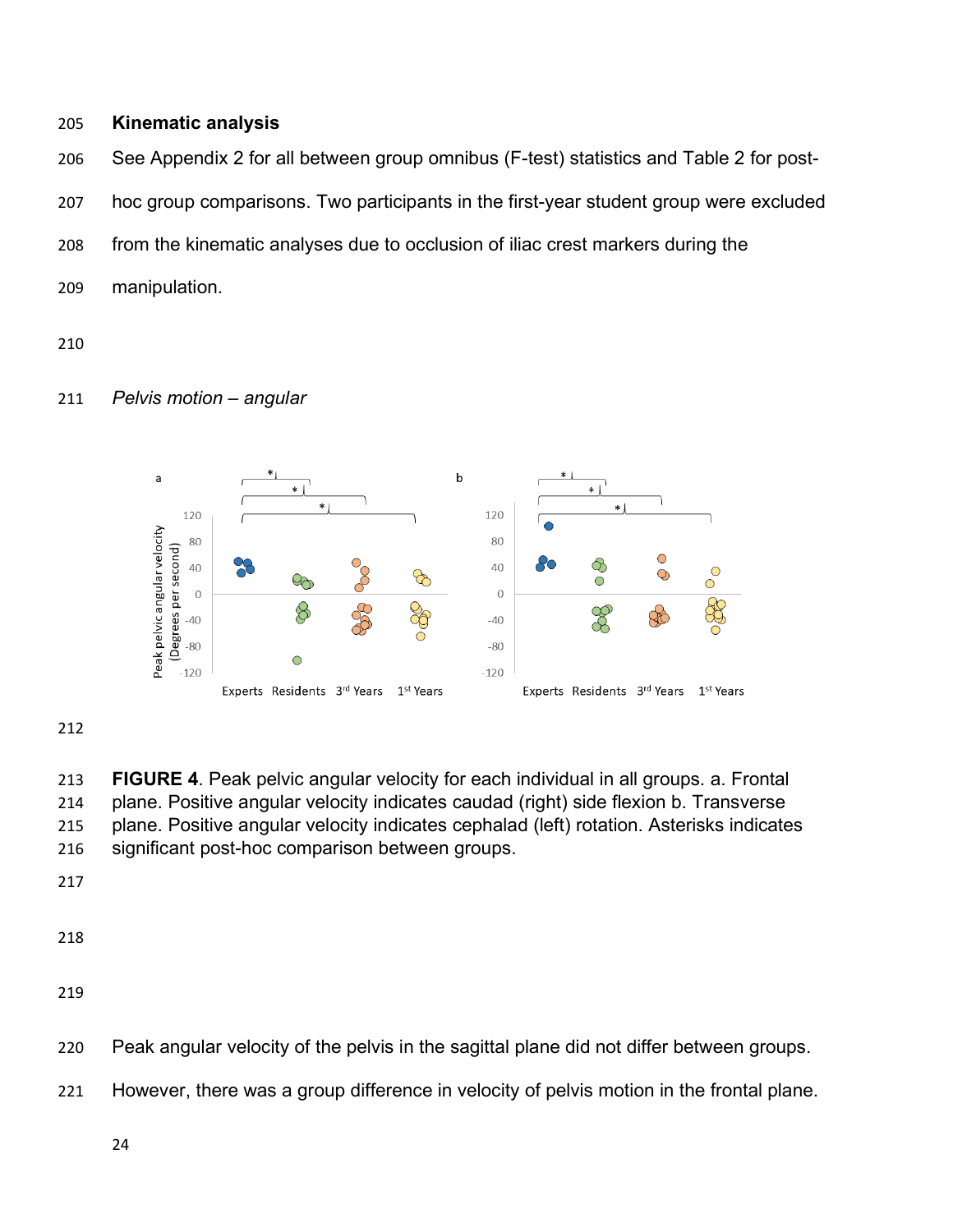### Kinematic analysis

See Appendix 2 for all between group omnibus (F-test) statistics and Table 2 for post-hoc group comparisons. Two participants in the first-year student group were excluded from the kinematic analyses due to occlusion of iliac crest markers during the manipulation.

*Pelvis motion – angular*

**FIGURE 4**. Peak pelvic angular velocity for each individual in all groups. a. Frontal plane. Positive angular velocity indicates caudad (right) side flexion b. Transverse plane. Positive angular velocity indicates cephalad (left) rotation. Asterisks indicates significant post-hoc comparison between groups.

Peak angular velocity of the pelvis in the sagittal plane did not differ between groups. However, there was a group difference in velocity of pelvis motion in the frontal plane.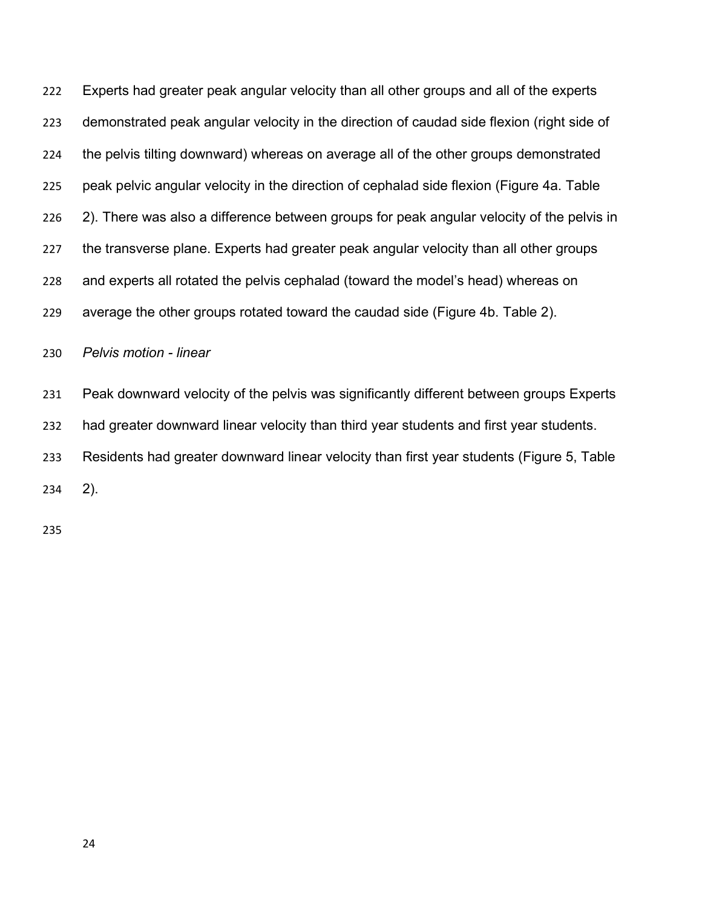Experts had greater peak angular velocity than all other groups and all of the experts demonstrated peak angular velocity in the direction of caudad side flexion (right side of the pelvis tilting downward) whereas on average all of the other groups demonstrated peak pelvic angular velocity in the direction of cephalad side flexion (Figure 4a. Table 2). There was also a difference between groups for peak angular velocity of the pelvis in the transverse plane. Experts had greater peak angular velocity than all other groups and experts all rotated the pelvis cephalad (toward the model's head) whereas on average the other groups rotated toward the caudad side (Figure 4b. Table 2).

*Pelvis motion - linear*

Peak downward velocity of the pelvis was significantly different between groups Experts had greater downward linear velocity than third year students and first year students. Residents had greater downward linear velocity than first year students (Figure 5, Table 2).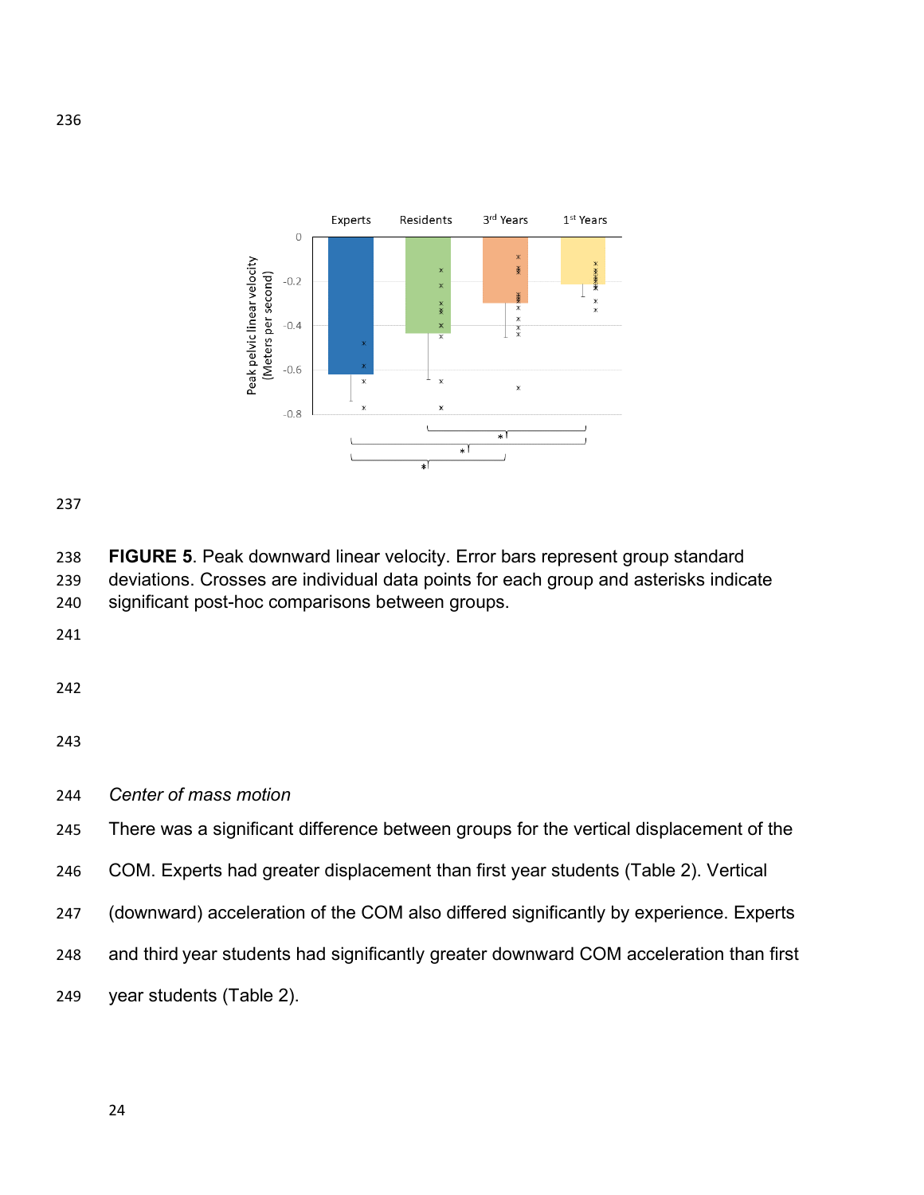**FIGURE 5**. Peak downward linear velocity. Error bars represent group standard deviations. Crosses are individual data points for each group and asterisks indicate significant post-hoc comparisons between groups.

*Center of mass motion*

There was a significant difference between groups for the vertical displacement of the COM. Experts had greater displacement than first year students (Table 2). Vertical (downward) acceleration of the COM also differed significantly by experience. Experts and third year students had significantly greater downward COM acceleration than first year students (Table 2).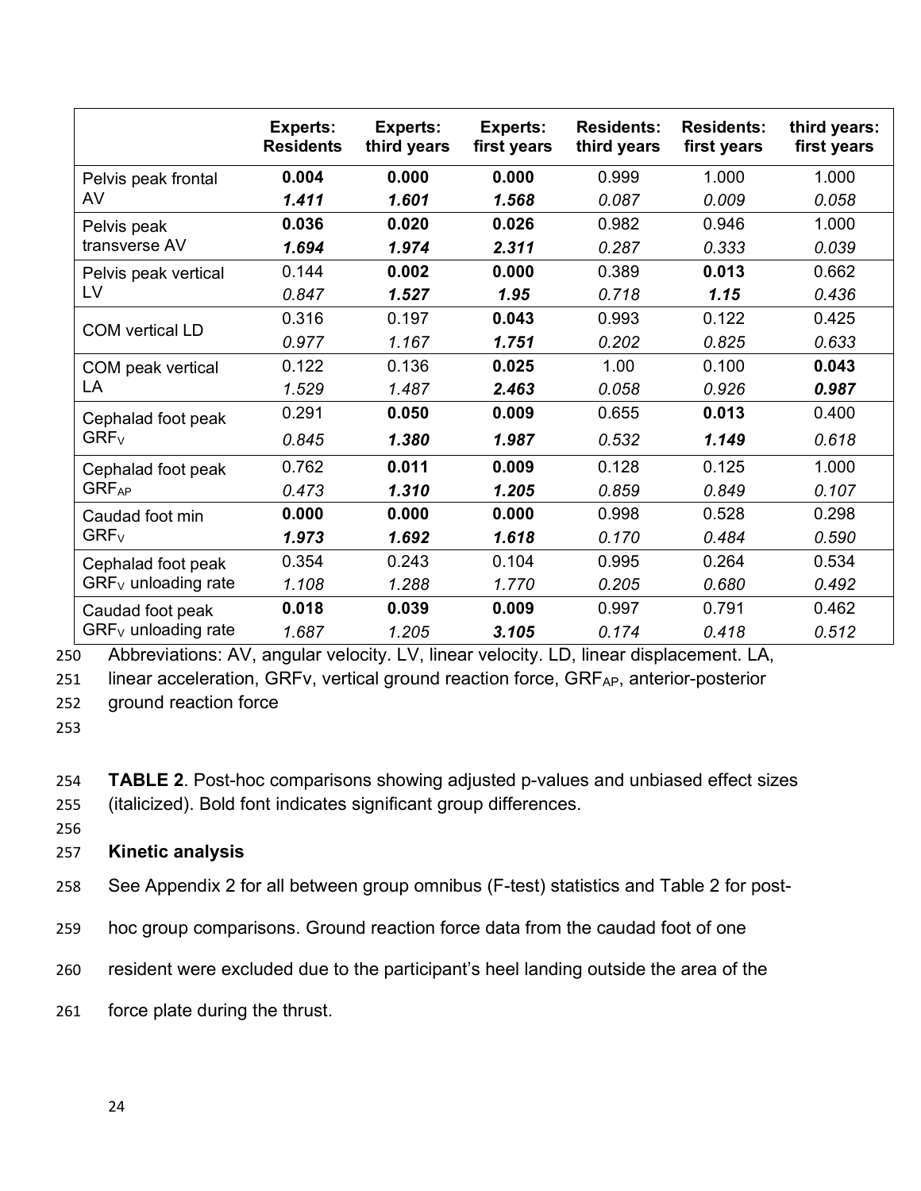| | Experts: Residents | Experts: third years | Experts: first years | Residents: third years | Residents: first years | third years: first years |
|---|---|---|---|---|---|---|
| Pelvis peak frontal AV | **0.004** | **0.000** | **0.000** | 0.999 | 1.000 | 1.000 |
| | ***1.411*** | ***1.601*** | ***1.568*** | *0.087* | *0.009* | *0.058* |
| Pelvis peak transverse AV | **0.036** | **0.020** | **0.026** | 0.982 | 0.946 | 1.000 |
| | ***1.694*** | ***1.974*** | ***2.311*** | *0.287* | *0.333* | *0.039* |
| Pelvis peak vertical LV | 0.144 | **0.002** | **0.000** | 0.389 | **0.013** | 0.662 |
| | *0.847* | ***1.527*** | ***1.95*** | *0.718* | ***1.15*** | *0.436* |
| COM vertical LD | 0.316 | 0.197 | **0.043** | 0.993 | 0.122 | 0.425 |
| | *0.977* | *1.167* | ***1.751*** | *0.202* | *0.825* | *0.633* |
| COM peak vertical LA | 0.122 | 0.136 | **0.025** | 1.00 | 0.100 | **0.043** |
| | *1.529* | *1.487* | ***2.463*** | *0.058* | *0.926* | ***0.987*** |
| Cephalad foot peak $GRF_V$ | 0.291 | **0.050** | **0.009** | 0.655 | **0.013** | 0.400 |
| | *0.845* | ***1.380*** | ***1.987*** | *0.532* | ***1.149*** | *0.618* |
| Cephalad foot peak $GRF_{AP}$ | 0.762 | **0.011** | **0.009** | 0.128 | 0.125 | 1.000 |
| | *0.473* | ***1.310*** | ***1.205*** | *0.859* | *0.849* | *0.107* |
| Caudad foot min $GRF_V$ | **0.000** | **0.000** | **0.000** | 0.998 | 0.528 | 0.298 |
| | ***1.973*** | ***1.692*** | ***1.618*** | *0.170* | *0.484* | *0.590* |
| Cephalad foot peak $GRF_V$ unloading rate | 0.354 | 0.243 | 0.104 | 0.995 | 0.264 | 0.534 |
| | *1.108* | *1.288* | *1.770* | *0.205* | *0.680* | *0.492* |
| Caudad foot peak $GRF_V$ unloading rate | **0.018** | **0.039** | **0.009** | 0.997 | 0.791 | 0.462 |
| | *1.687* | *1.205* | ***3.105*** | *0.174* | *0.418* | *0.512* |

Abbreviations: AV, angular velocity. LV, linear velocity. LD, linear displacement. LA, linear acceleration, GRFv, vertical ground reaction force, $GRF_{AP}$, anterior-posterior ground reaction force

**TABLE 2**. Post-hoc comparisons showing adjusted p-values and unbiased effect sizes (italicized). Bold font indicates significant group differences.

### Kinetic analysis

See Appendix 2 for all between group omnibus (F-test) statistics and Table 2 for post-hoc group comparisons. Ground reaction force data from the caudad foot of one resident were excluded due to the participant's heel landing outside the area of the force plate during the thrust.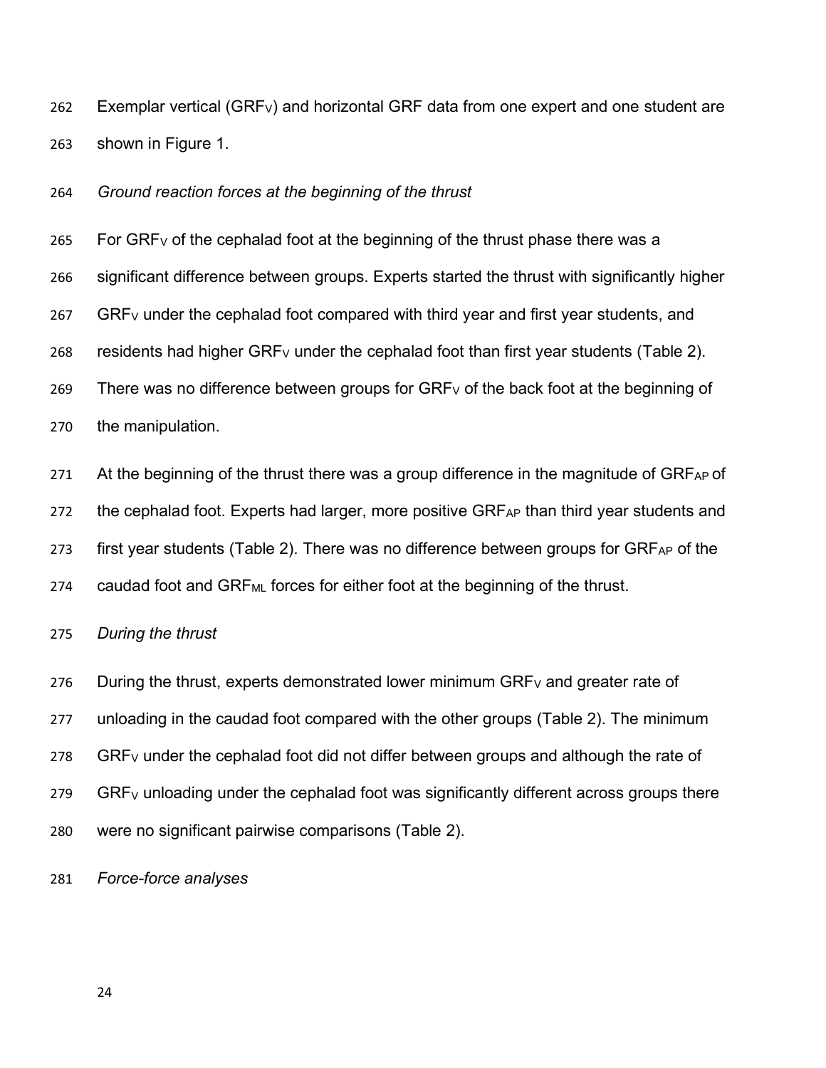Exemplar vertical ($GRF_V$) and horizontal GRF data from one expert and one student are shown in Figure 1.

*Ground reaction forces at the beginning of the thrust*

For $GRF_V$ of the cephalad foot at the beginning of the thrust phase there was a significant difference between groups. Experts started the thrust with significantly higher $GRF_V$ under the cephalad foot compared with third year and first year students, and residents had higher $GRF_V$ under the cephalad foot than first year students (Table 2). There was no difference between groups for $GRF_V$ of the back foot at the beginning of the manipulation.

At the beginning of the thrust there was a group difference in the magnitude of $GRF_{AP}$ of the cephalad foot. Experts had larger, more positive $GRF_{AP}$ than third year students and first year students (Table 2). There was no difference between groups for $GRF_{AP}$ of the caudad foot and $GRF_{ML}$ forces for either foot at the beginning of the thrust.

*During the thrust*

During the thrust, experts demonstrated lower minimum $GRF_V$ and greater rate of unloading in the caudad foot compared with the other groups (Table 2). The minimum $GRF_V$ under the cephalad foot did not differ between groups and although the rate of $GRF_V$ unloading under the cephalad foot was significantly different across groups there were no significant pairwise comparisons (Table 2).

*Force-force analyses*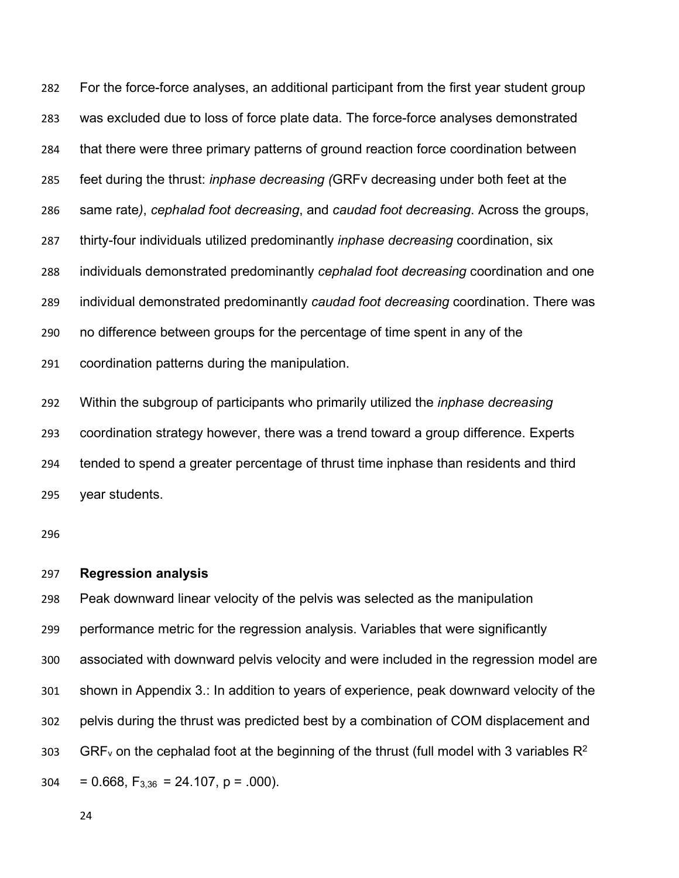For the force-force analyses, an additional participant from the first year student group was excluded due to loss of force plate data. The force-force analyses demonstrated that there were three primary patterns of ground reaction force coordination between feet during the thrust: *inphase decreasing (*GRFv decreasing under both feet at the same rate*)*, *cephalad foot decreasing*, and *caudad foot decreasing*. Across the groups, thirty-four individuals utilized predominantly *inphase decreasing* coordination, six individuals demonstrated predominantly *cephalad foot decreasing* coordination and one individual demonstrated predominantly *caudad foot decreasing* coordination. There was no difference between groups for the percentage of time spent in any of the coordination patterns during the manipulation.

Within the subgroup of participants who primarily utilized the *inphase decreasing* coordination strategy however, there was a trend toward a group difference. Experts tended to spend a greater percentage of thrust time inphase than residents and third year students.

**Regression analysis**

Peak downward linear velocity of the pelvis was selected as the manipulation performance metric for the regression analysis. Variables that were significantly associated with downward pelvis velocity and were included in the regression model are shown in Appendix 3.: In addition to years of experience, peak downward velocity of the pelvis during the thrust was predicted best by a combination of COM displacement and $GRF_v$ on the cephalad foot at the beginning of the thrust (full model with 3 variables $R^2 = 0.668$, $F_{3,36} = 24.107$, $p = .000$).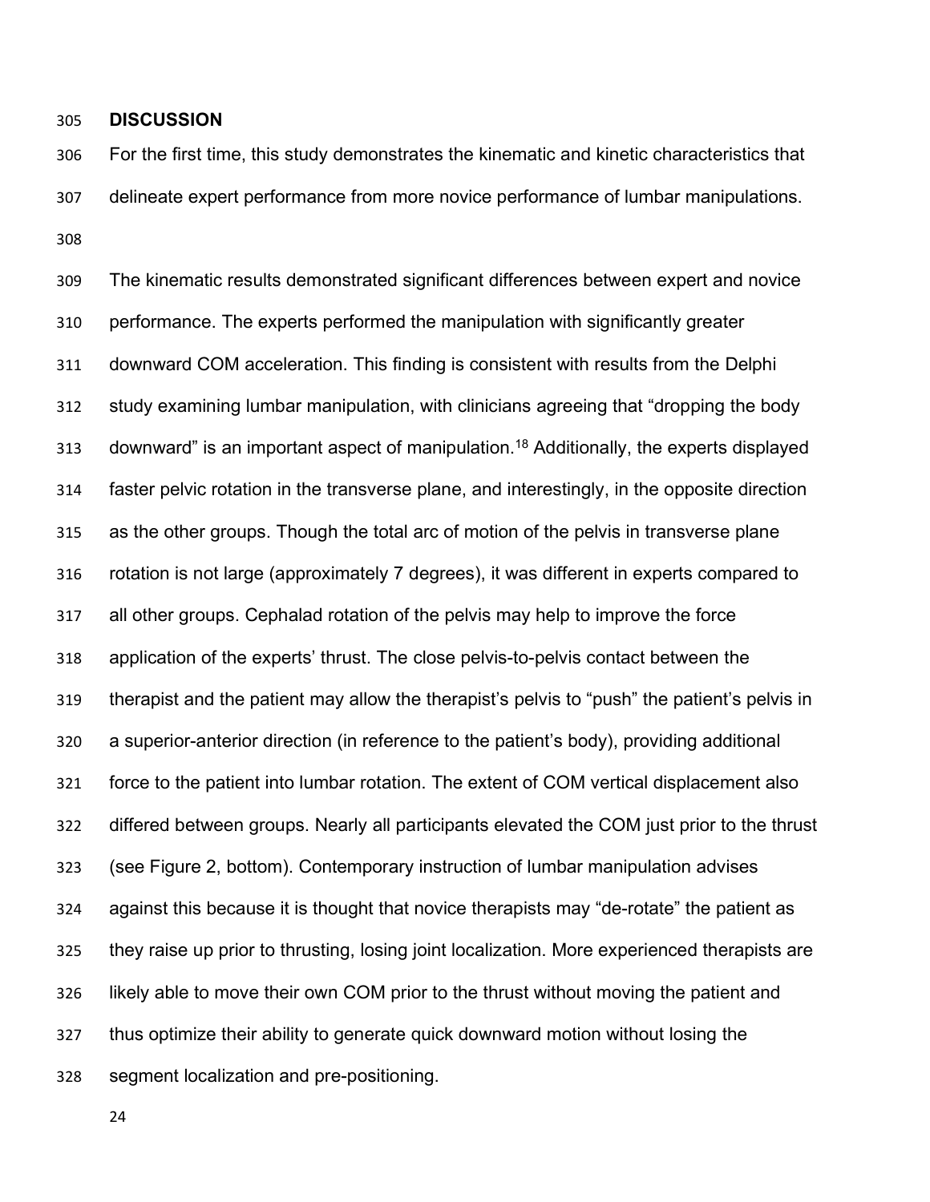## DISCUSSION

For the first time, this study demonstrates the kinematic and kinetic characteristics that delineate expert performance from more novice performance of lumbar manipulations.

The kinematic results demonstrated significant differences between expert and novice performance. The experts performed the manipulation with significantly greater downward COM acceleration. This finding is consistent with results from the Delphi study examining lumbar manipulation, with clinicians agreeing that "dropping the body downward" is an important aspect of manipulation.[18] Additionally, the experts displayed faster pelvic rotation in the transverse plane, and interestingly, in the opposite direction as the other groups. Though the total arc of motion of the pelvis in transverse plane rotation is not large (approximately 7 degrees), it was different in experts compared to all other groups. Cephalad rotation of the pelvis may help to improve the force application of the experts' thrust. The close pelvis-to-pelvis contact between the therapist and the patient may allow the therapist's pelvis to "push" the patient's pelvis in a superior-anterior direction (in reference to the patient's body), providing additional force to the patient into lumbar rotation. The extent of COM vertical displacement also differed between groups. Nearly all participants elevated the COM just prior to the thrust (see Figure 2, bottom). Contemporary instruction of lumbar manipulation advises against this because it is thought that novice therapists may "de-rotate" the patient as they raise up prior to thrusting, losing joint localization. More experienced therapists are likely able to move their own COM prior to the thrust without moving the patient and thus optimize their ability to generate quick downward motion without losing the segment localization and pre-positioning.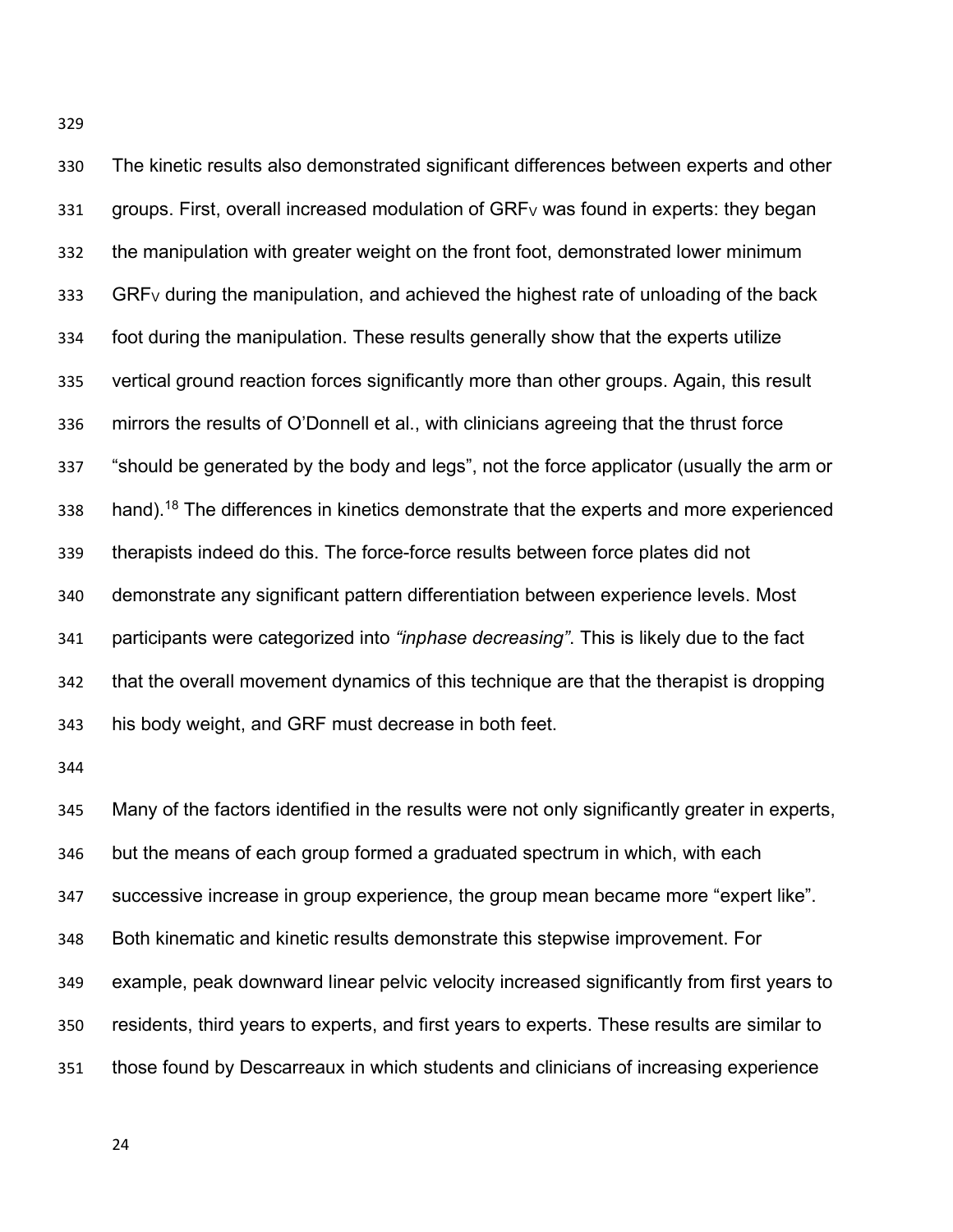The kinetic results also demonstrated significant differences between experts and other groups. First, overall increased modulation of $GRF_V$ was found in experts: they began the manipulation with greater weight on the front foot, demonstrated lower minimum $GRF_V$ during the manipulation, and achieved the highest rate of unloading of the back foot during the manipulation. These results generally show that the experts utilize vertical ground reaction forces significantly more than other groups. Again, this result mirrors the results of O'Donnell et al., with clinicians agreeing that the thrust force "should be generated by the body and legs", not the force applicator (usually the arm or hand).[18] The differences in kinetics demonstrate that the experts and more experienced therapists indeed do this. The force-force results between force plates did not demonstrate any significant pattern differentiation between experience levels. Most participants were categorized into *"inphase decreasing"*. This is likely due to the fact that the overall movement dynamics of this technique are that the therapist is dropping his body weight, and GRF must decrease in both feet.

Many of the factors identified in the results were not only significantly greater in experts, but the means of each group formed a graduated spectrum in which, with each successive increase in group experience, the group mean became more "expert like". Both kinematic and kinetic results demonstrate this stepwise improvement. For example, peak downward linear pelvic velocity increased significantly from first years to residents, third years to experts, and first years to experts. These results are similar to those found by Descarreaux in which students and clinicians of increasing experience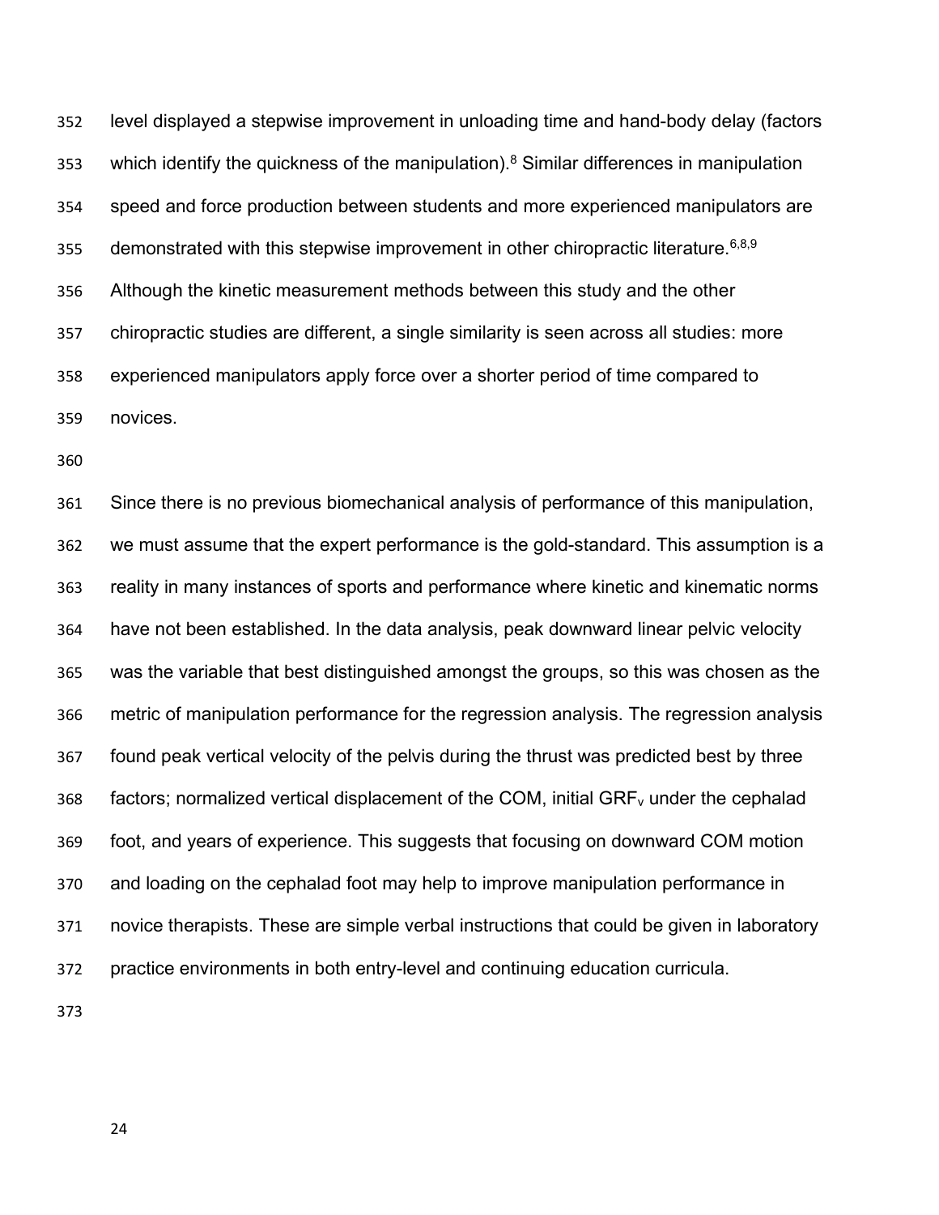level displayed a stepwise improvement in unloading time and hand-body delay (factors which identify the quickness of the manipulation).[8] Similar differences in manipulation speed and force production between students and more experienced manipulators are demonstrated with this stepwise improvement in other chiropractic literature.[6,8,9] Although the kinetic measurement methods between this study and the other chiropractic studies are different, a single similarity is seen across all studies: more experienced manipulators apply force over a shorter period of time compared to novices.

Since there is no previous biomechanical analysis of performance of this manipulation, we must assume that the expert performance is the gold-standard. This assumption is a reality in many instances of sports and performance where kinetic and kinematic norms have not been established. In the data analysis, peak downward linear pelvic velocity was the variable that best distinguished amongst the groups, so this was chosen as the metric of manipulation performance for the regression analysis. The regression analysis found peak vertical velocity of the pelvis during the thrust was predicted best by three factors; normalized vertical displacement of the COM, initial $GRF_v$ under the cephalad foot, and years of experience. This suggests that focusing on downward COM motion and loading on the cephalad foot may help to improve manipulation performance in novice therapists. These are simple verbal instructions that could be given in laboratory practice environments in both entry-level and continuing education curricula.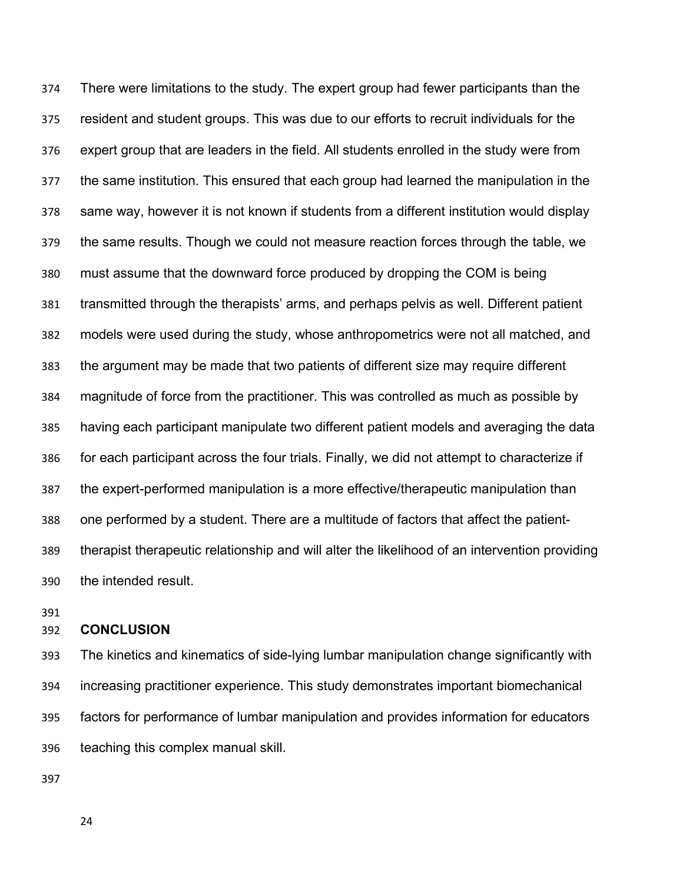There were limitations to the study. The expert group had fewer participants than the resident and student groups. This was due to our efforts to recruit individuals for the expert group that are leaders in the field. All students enrolled in the study were from the same institution. This ensured that each group had learned the manipulation in the same way, however it is not known if students from a different institution would display the same results. Though we could not measure reaction forces through the table, we must assume that the downward force produced by dropping the COM is being transmitted through the therapists' arms, and perhaps pelvis as well. Different patient models were used during the study, whose anthropometrics were not all matched, and the argument may be made that two patients of different size may require different magnitude of force from the practitioner. This was controlled as much as possible by having each participant manipulate two different patient models and averaging the data for each participant across the four trials. Finally, we did not attempt to characterize if the expert-performed manipulation is a more effective/therapeutic manipulation than one performed by a student. There are a multitude of factors that affect the patient-therapist therapeutic relationship and will alter the likelihood of an intervention providing the intended result.

## CONCLUSION

The kinetics and kinematics of side-lying lumbar manipulation change significantly with increasing practitioner experience. This study demonstrates important biomechanical factors for performance of lumbar manipulation and provides information for educators teaching this complex manual skill.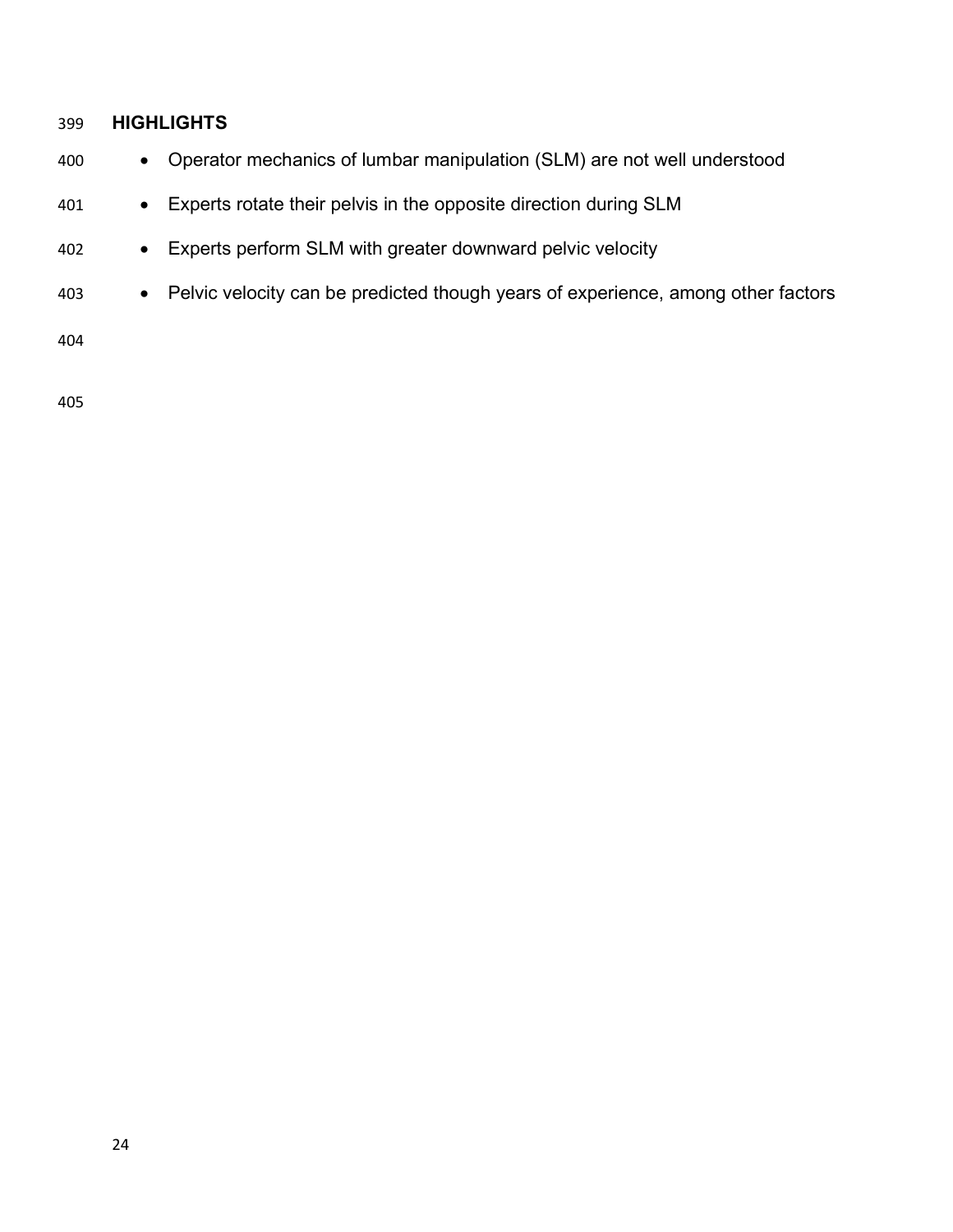## HIGHLIGHTS

- Operator mechanics of lumbar manipulation (SLM) are not well understood
- Experts rotate their pelvis in the opposite direction during SLM
- Experts perform SLM with greater downward pelvic velocity
- Pelvic velocity can be predicted though years of experience, among other factors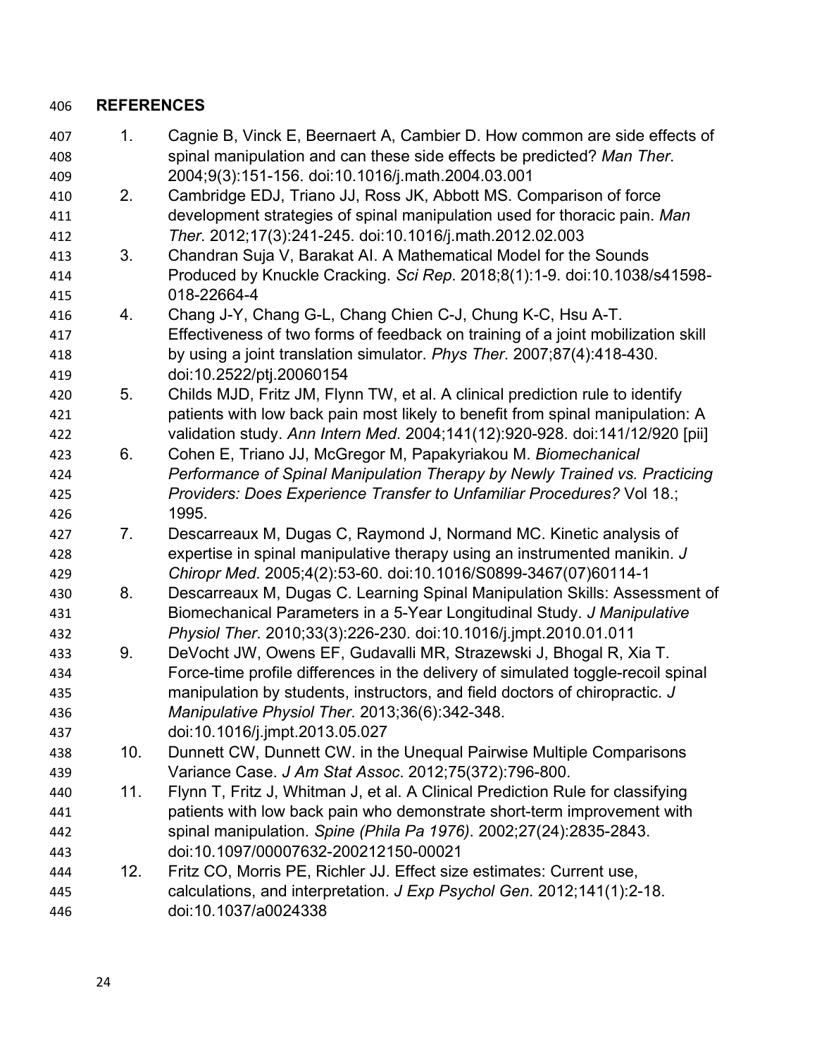## REFERENCES

1. Cagnie B, Vinck E, Beernaert A, Cambier D. How common are side effects of spinal manipulation and can these side effects be predicted? *Man Ther*. 2004;9(3):151-156. doi:10.1016/j.math.2004.03.001
2. Cambridge EDJ, Triano JJ, Ross JK, Abbott MS. Comparison of force development strategies of spinal manipulation used for thoracic pain. *Man Ther*. 2012;17(3):241-245. doi:10.1016/j.math.2012.02.003
3. Chandran Suja V, Barakat AI. A Mathematical Model for the Sounds Produced by Knuckle Cracking. *Sci Rep*. 2018;8(1):1-9. doi:10.1038/s41598-018-22664-4
4. Chang J-Y, Chang G-L, Chang Chien C-J, Chung K-C, Hsu A-T. Effectiveness of two forms of feedback on training of a joint mobilization skill by using a joint translation simulator. *Phys Ther*. 2007;87(4):418-430. doi:10.2522/ptj.20060154
5. Childs MJD, Fritz JM, Flynn TW, et al. A clinical prediction rule to identify patients with low back pain most likely to benefit from spinal manipulation: A validation study. *Ann Intern Med*. 2004;141(12):920-928. doi:141/12/920 [pii]
6. Cohen E, Triano JJ, McGregor M, Papakyriakou M. *Biomechanical Performance of Spinal Manipulation Therapy by Newly Trained vs. Practicing Providers: Does Experience Transfer to Unfamiliar Procedures?* Vol 18.; 1995.
7. Descarreaux M, Dugas C, Raymond J, Normand MC. Kinetic analysis of expertise in spinal manipulative therapy using an instrumented manikin. *J Chiropr Med*. 2005;4(2):53-60. doi:10.1016/S0899-3467(07)60114-1
8. Descarreaux M, Dugas C. Learning Spinal Manipulation Skills: Assessment of Biomechanical Parameters in a 5-Year Longitudinal Study. *J Manipulative Physiol Ther*. 2010;33(3):226-230. doi:10.1016/j.jmpt.2010.01.011
9. DeVocht JW, Owens EF, Gudavalli MR, Strazewski J, Bhogal R, Xia T. Force-time profile differences in the delivery of simulated toggle-recoil spinal manipulation by students, instructors, and field doctors of chiropractic. *J Manipulative Physiol Ther*. 2013;36(6):342-348. doi:10.1016/j.jmpt.2013.05.027
10. Dunnett CW, Dunnett CW. in the Unequal Pairwise Multiple Comparisons Variance Case. *J Am Stat Assoc*. 2012;75(372):796-800.
11. Flynn T, Fritz J, Whitman J, et al. A Clinical Prediction Rule for classifying patients with low back pain who demonstrate short-term improvement with spinal manipulation. *Spine (Phila Pa 1976)*. 2002;27(24):2835-2843. doi:10.1097/00007632-200212150-00021
12. Fritz CO, Morris PE, Richler JJ. Effect size estimates: Current use, calculations, and interpretation. *J Exp Psychol Gen*. 2012;141(1):2-18. doi:10.1037/a0024338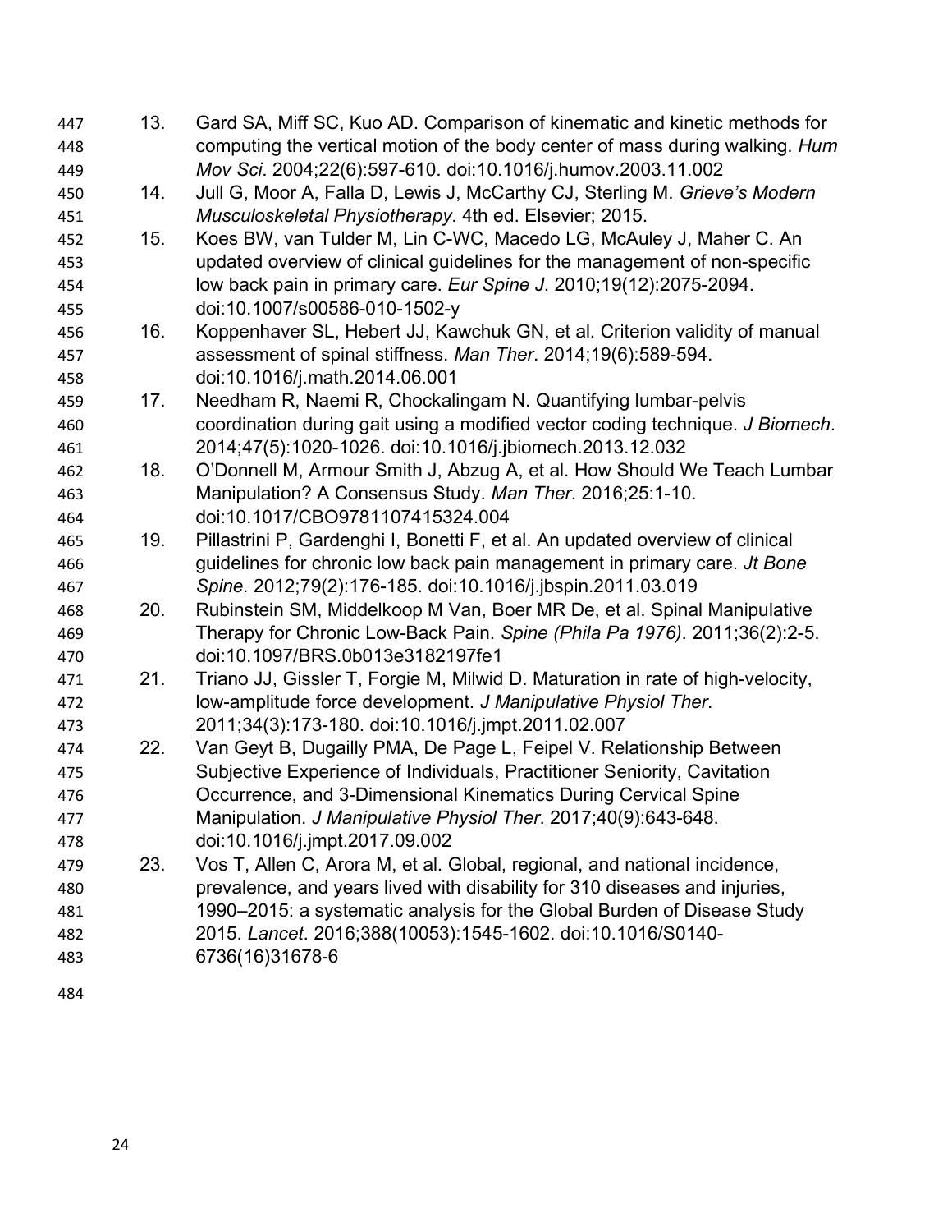13. Gard SA, Miff SC, Kuo AD. Comparison of kinematic and kinetic methods for computing the vertical motion of the body center of mass during walking. *Hum Mov Sci*. 2004;22(6):597-610. doi:10.1016/j.humov.2003.11.002
14. Jull G, Moor A, Falla D, Lewis J, McCarthy CJ, Sterling M. *Grieve's Modern Musculoskeletal Physiotherapy*. 4th ed. Elsevier; 2015.
15. Koes BW, van Tulder M, Lin C-WC, Macedo LG, McAuley J, Maher C. An updated overview of clinical guidelines for the management of non-specific low back pain in primary care. *Eur Spine J*. 2010;19(12):2075-2094. doi:10.1007/s00586-010-1502-y
16. Koppenhaver SL, Hebert JJ, Kawchuk GN, et al. Criterion validity of manual assessment of spinal stiffness. *Man Ther*. 2014;19(6):589-594. doi:10.1016/j.math.2014.06.001
17. Needham R, Naemi R, Chockalingam N. Quantifying lumbar-pelvis coordination during gait using a modified vector coding technique. *J Biomech*. 2014;47(5):1020-1026. doi:10.1016/j.jbiomech.2013.12.032
18. O'Donnell M, Armour Smith J, Abzug A, et al. How Should We Teach Lumbar Manipulation? A Consensus Study. *Man Ther*. 2016;25:1-10. doi:10.1017/CBO9781107415324.004
19. Pillastrini P, Gardenghi I, Bonetti F, et al. An updated overview of clinical guidelines for chronic low back pain management in primary care. *Jt Bone Spine*. 2012;79(2):176-185. doi:10.1016/j.jbspin.2011.03.019
20. Rubinstein SM, Middelkoop M Van, Boer MR De, et al. Spinal Manipulative Therapy for Chronic Low-Back Pain. *Spine (Phila Pa 1976)*. 2011;36(2):2-5. doi:10.1097/BRS.0b013e3182197fe1
21. Triano JJ, Gissler T, Forgie M, Milwid D. Maturation in rate of high-velocity, low-amplitude force development. *J Manipulative Physiol Ther*. 2011;34(3):173-180. doi:10.1016/j.jmpt.2011.02.007
22. Van Geyt B, Dugailly PMA, De Page L, Feipel V. Relationship Between Subjective Experience of Individuals, Practitioner Seniority, Cavitation Occurrence, and 3-Dimensional Kinematics During Cervical Spine Manipulation. *J Manipulative Physiol Ther*. 2017;40(9):643-648. doi:10.1016/j.jmpt.2017.09.002
23. Vos T, Allen C, Arora M, et al. Global, regional, and national incidence, prevalence, and years lived with disability for 310 diseases and injuries, 1990–2015: a systematic analysis for the Global Burden of Disease Study 2015. *Lancet*. 2016;388(10053):1545-1602. doi:10.1016/S0140-6736(16)31678-6